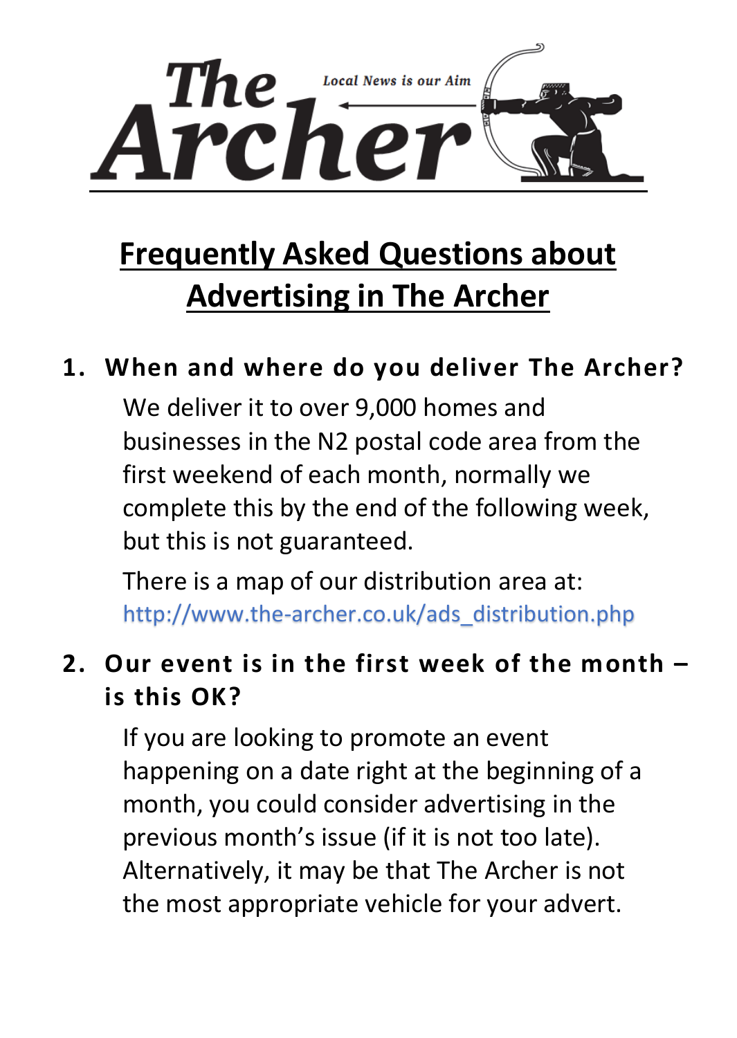# The Archer

*Local News is our Aim*

## Frequently Asked Questions about Advertising in The Archer

### 1. When and where do you deliver The Archer?

We deliver it to over 9,000 homes and businesses in the N2 postal code area from the first weekend of each month, normally we complete this by the end of the following week, but this is not guaranteed.

There is a map of our distribution area at: http://www.the-archer.co.uk/ads_distribution.php

### 2. Our event is in the first week of the month – is this OK?

If you are looking to promote an event happening on a date right at the beginning of a month, you could consider advertising in the previous month's issue (if it is not too late). Alternatively, it may be that The Archer is not the most appropriate vehicle for your advert.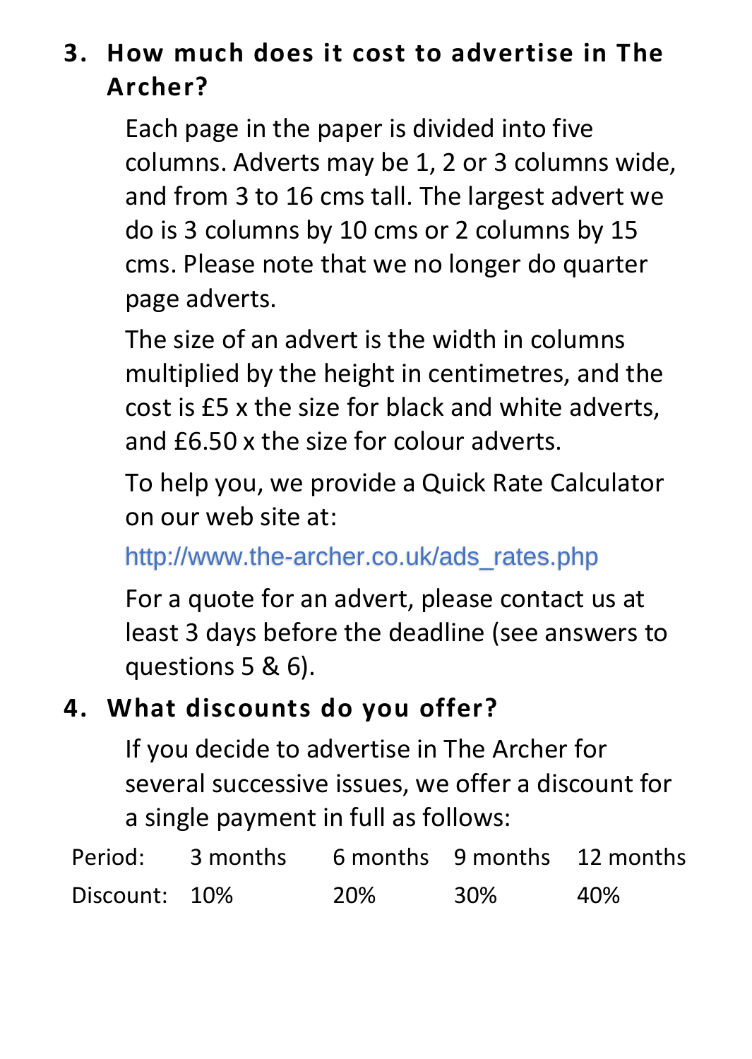### 3. How much does it cost to advertise in The Archer?

Each page in the paper is divided into five columns. Adverts may be 1, 2 or 3 columns wide, and from 3 to 16 cms tall. The largest advert we do is 3 columns by 10 cms or 2 columns by 15 cms. Please note that we no longer do quarter page adverts.

The size of an advert is the width in columns multiplied by the height in centimetres, and the cost is £5 x the size for black and white adverts, and £6.50 x the size for colour adverts.

To help you, we provide a Quick Rate Calculator on our web site at:

http://www.the-archer.co.uk/ads_rates.php

For a quote for an advert, please contact us at least 3 days before the deadline (see answers to questions 5 & 6).

### 4. What discounts do you offer?

If you decide to advertise in The Archer for several successive issues, we offer a discount for a single payment in full as follows:

| Period: | 3 months | 6 months | 9 months | 12 months |
|---|---|---|---|---|
| Discount: | 10% | 20% | 30% | 40% |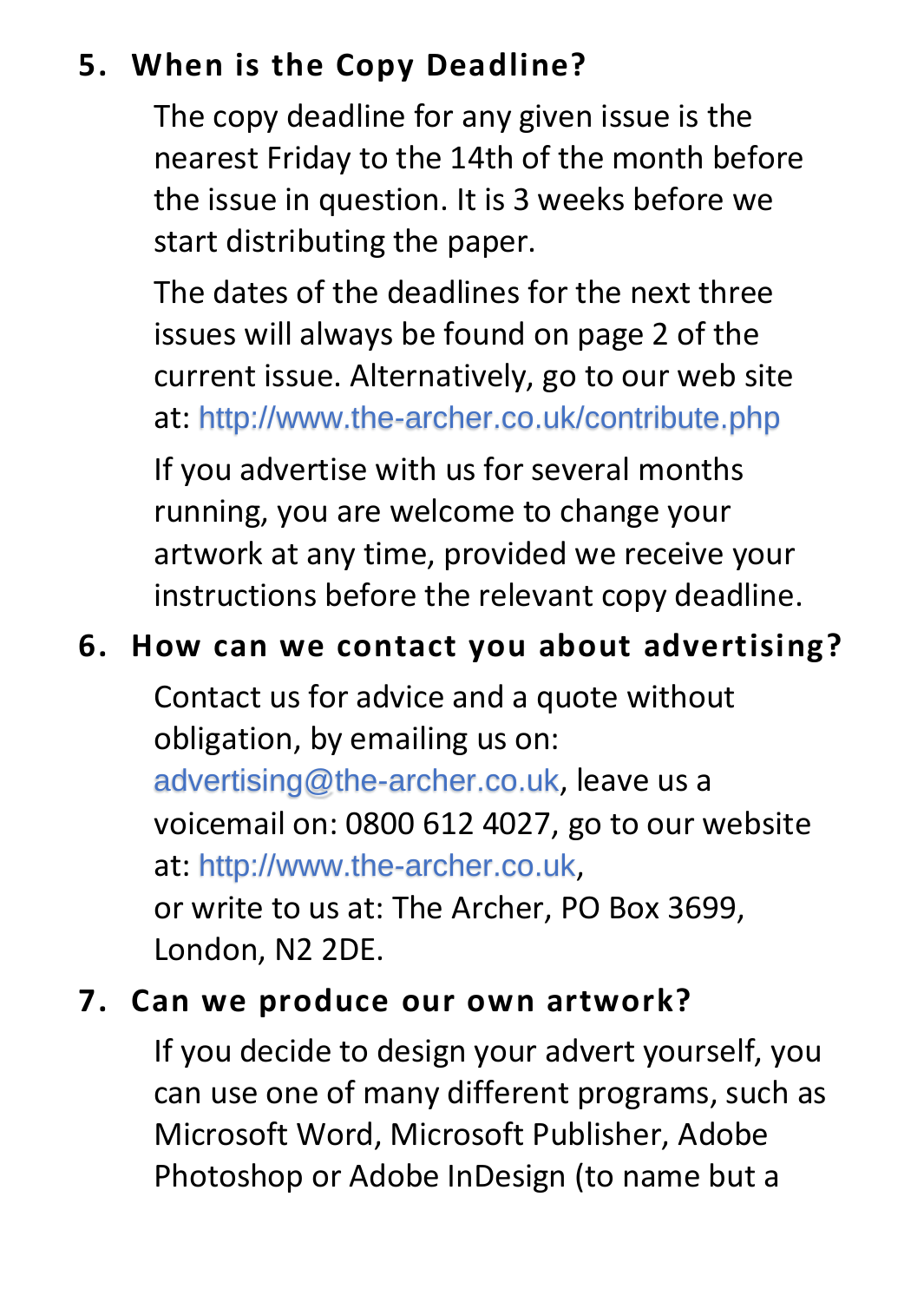## 5. When is the Copy Deadline?

The copy deadline for any given issue is the nearest Friday to the 14th of the month before the issue in question. It is 3 weeks before we start distributing the paper.

The dates of the deadlines for the next three issues will always be found on page 2 of the current issue. Alternatively, go to our web site at: http://www.the-archer.co.uk/contribute.php

If you advertise with us for several months running, you are welcome to change your artwork at any time, provided we receive your instructions before the relevant copy deadline.

## 6. How can we contact you about advertising?

Contact us for advice and a quote without obligation, by emailing us on: advertising@the-archer.co.uk, leave us a voicemail on: 0800 612 4027, go to our website at: http://www.the-archer.co.uk,
or write to us at: The Archer, PO Box 3699, London, N2 2DE.

## 7. Can we produce our own artwork?

If you decide to design your advert yourself, you can use one of many different programs, such as Microsoft Word, Microsoft Publisher, Adobe Photoshop or Adobe InDesign (to name but a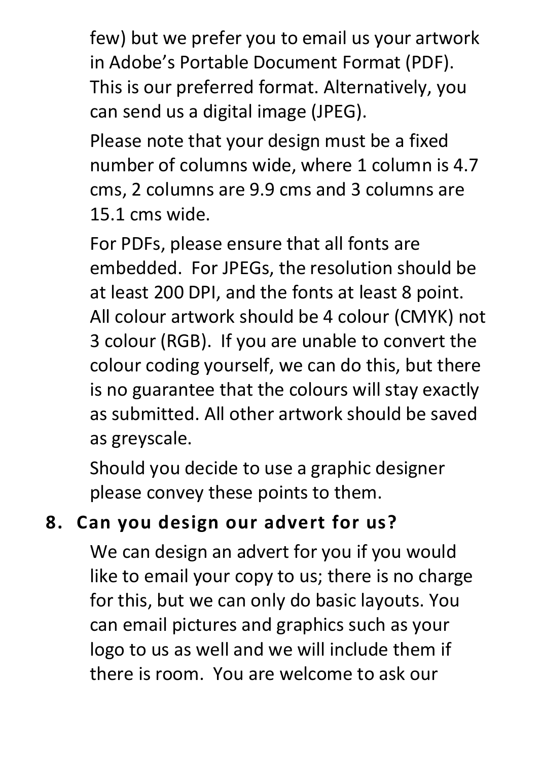few) but we prefer you to email us your artwork in Adobe's Portable Document Format (PDF). This is our preferred format. Alternatively, you can send us a digital image (JPEG).

Please note that your design must be a fixed number of columns wide, where 1 column is 4.7 cms, 2 columns are 9.9 cms and 3 columns are 15.1 cms wide.

For PDFs, please ensure that all fonts are embedded. For JPEGs, the resolution should be at least 200 DPI, and the fonts at least 8 point. All colour artwork should be 4 colour (CMYK) not 3 colour (RGB). If you are unable to convert the colour coding yourself, we can do this, but there is no guarantee that the colours will stay exactly as submitted. All other artwork should be saved as greyscale.

Should you decide to use a graphic designer please convey these points to them.

## 8. Can you design our advert for us?

We can design an advert for you if you would like to email your copy to us; there is no charge for this, but we can only do basic layouts. You can email pictures and graphics such as your logo to us as well and we will include them if there is room. You are welcome to ask our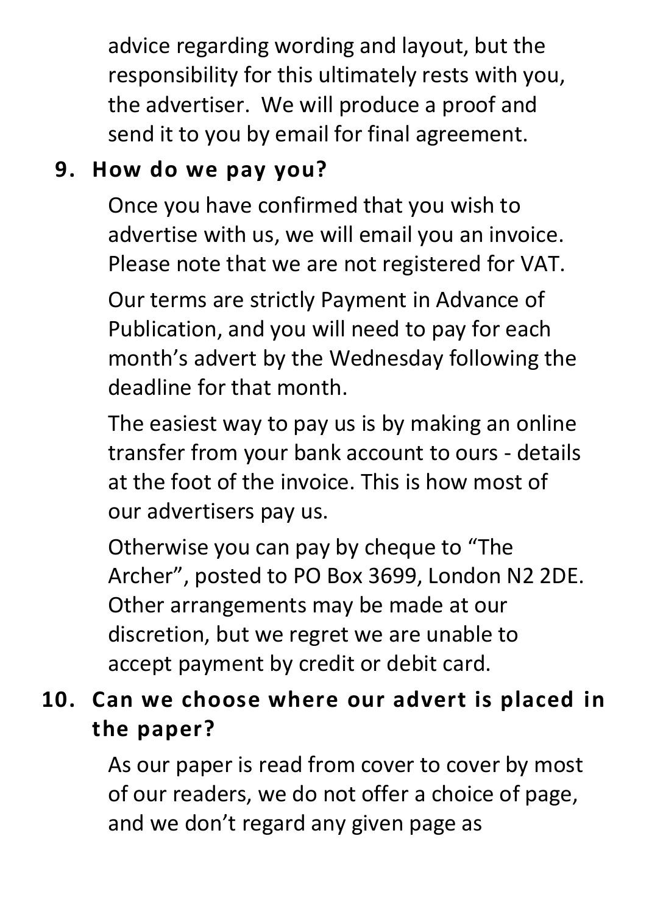advice regarding wording and layout, but the responsibility for this ultimately rests with you, the advertiser. We will produce a proof and send it to you by email for final agreement.

9. **How do we pay you?**

Once you have confirmed that you wish to advertise with us, we will email you an invoice. Please note that we are not registered for VAT.

Our terms are strictly Payment in Advance of Publication, and you will need to pay for each month's advert by the Wednesday following the deadline for that month.

The easiest way to pay us is by making an online transfer from your bank account to ours - details at the foot of the invoice. This is how most of our advertisers pay us.

Otherwise you can pay by cheque to "The Archer", posted to PO Box 3699, London N2 2DE. Other arrangements may be made at our discretion, but we regret we are unable to accept payment by credit or debit card.

10. **Can we choose where our advert is placed in the paper?**

As our paper is read from cover to cover by most of our readers, we do not offer a choice of page, and we don't regard any given page as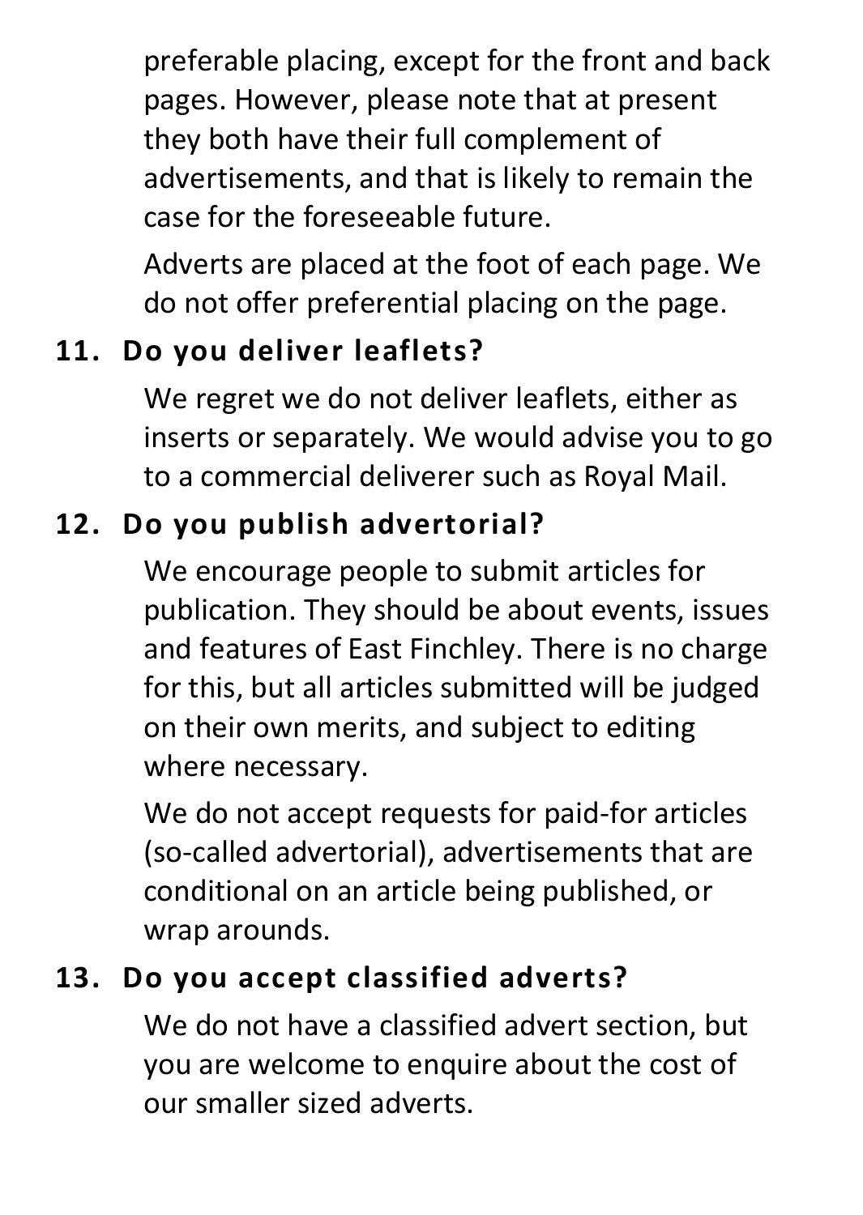preferable placing, except for the front and back pages. However, please note that at present they both have their full complement of advertisements, and that is likely to remain the case for the foreseeable future.

Adverts are placed at the foot of each page. We do not offer preferential placing on the page.

### 11. Do you deliver leaflets?

We regret we do not deliver leaflets, either as inserts or separately. We would advise you to go to a commercial deliverer such as Royal Mail.

### 12. Do you publish advertorial?

We encourage people to submit articles for publication. They should be about events, issues and features of East Finchley. There is no charge for this, but all articles submitted will be judged on their own merits, and subject to editing where necessary.

We do not accept requests for paid-for articles (so-called advertorial), advertisements that are conditional on an article being published, or wrap arounds.

### 13. Do you accept classified adverts?

We do not have a classified advert section, but you are welcome to enquire about the cost of our smaller sized adverts.